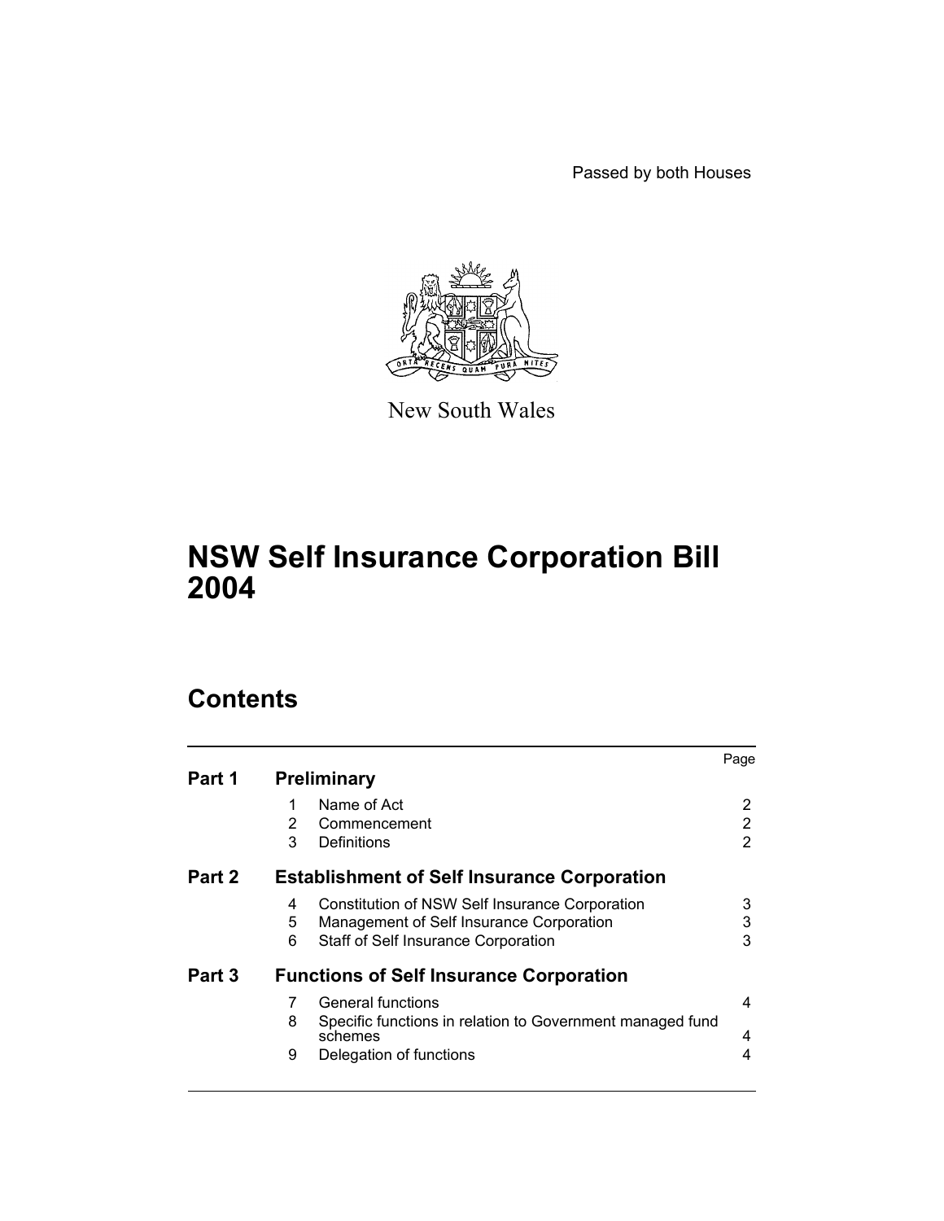Passed by both Houses

New South Wales

# NSW Self Insurance Corporation Bill 2004

## Contents

| | | | Page |
|---|---|---|---|
| **Part 1** | | **Preliminary** | |
| | 1 | Name of Act | 2 |
| | 2 | Commencement | 2 |
| | 3 | Definitions | 2 |
| **Part 2** | | **Establishment of Self Insurance Corporation** | |
| | 4 | Constitution of NSW Self Insurance Corporation | 3 |
| | 5 | Management of Self Insurance Corporation | 3 |
| | 6 | Staff of Self Insurance Corporation | 3 |
| **Part 3** | | **Functions of Self Insurance Corporation** | |
| | 7 | General functions | 4 |
| | 8 | Specific functions in relation to Government managed fund schemes | 4 |
| | 9 | Delegation of functions | 4 |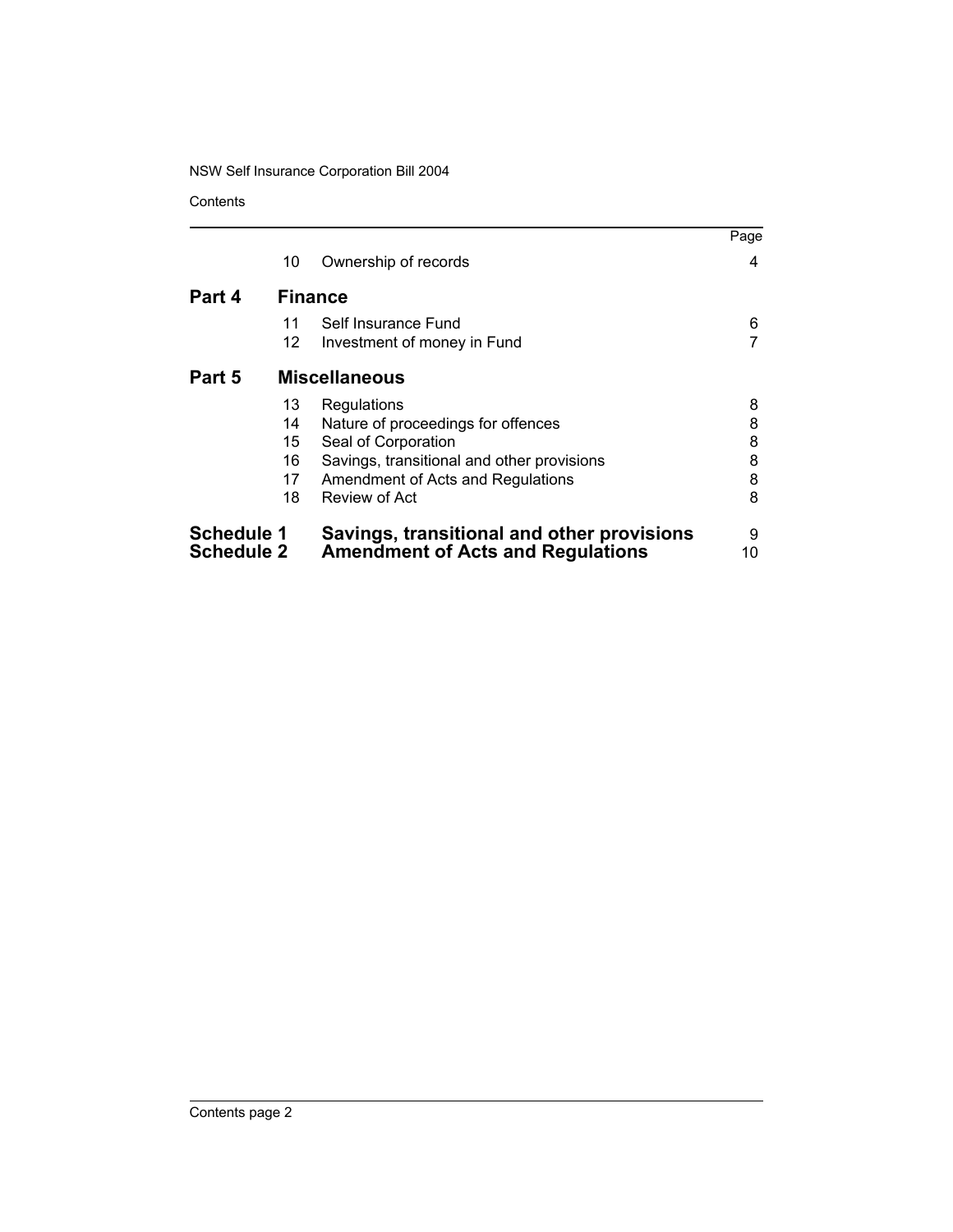| | | | Page |
|---|---|---|---|
| | 10 | Ownership of records | 4 |
| **Part 4** | **Finance** | | |
| | 11 | Self Insurance Fund | 6 |
| | 12 | Investment of money in Fund | 7 |
| **Part 5** | **Miscellaneous** | | |
| | 13 | Regulations | 8 |
| | 14 | Nature of proceedings for offences | 8 |
| | 15 | Seal of Corporation | 8 |
| | 16 | Savings, transitional and other provisions | 8 |
| | 17 | Amendment of Acts and Regulations | 8 |
| | 18 | Review of Act | 8 |
| **Schedule 1** | | **Savings, transitional and other provisions** | 9 |
| **Schedule 2** | | **Amendment of Acts and Regulations** | 10 |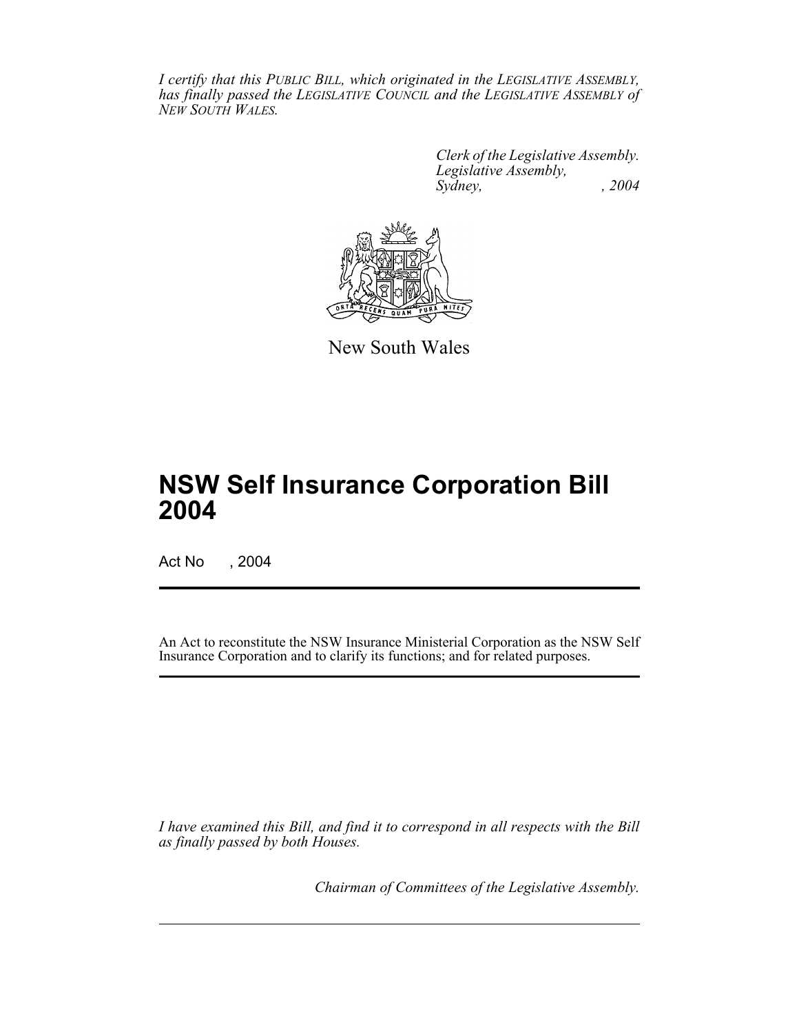*I certify that this PUBLIC BILL, which originated in the LEGISLATIVE ASSEMBLY, has finally passed the LEGISLATIVE COUNCIL and the LEGISLATIVE ASSEMBLY of NEW SOUTH WALES.*

*Clerk of the Legislative Assembly.*
*Legislative Assembly,*
*Sydney, , 2004*

New South Wales

# NSW Self Insurance Corporation Bill 2004

Act No , 2004

An Act to reconstitute the NSW Insurance Ministerial Corporation as the NSW Self Insurance Corporation and to clarify its functions; and for related purposes.

*I have examined this Bill, and find it to correspond in all respects with the Bill as finally passed by both Houses.*

*Chairman of Committees of the Legislative Assembly.*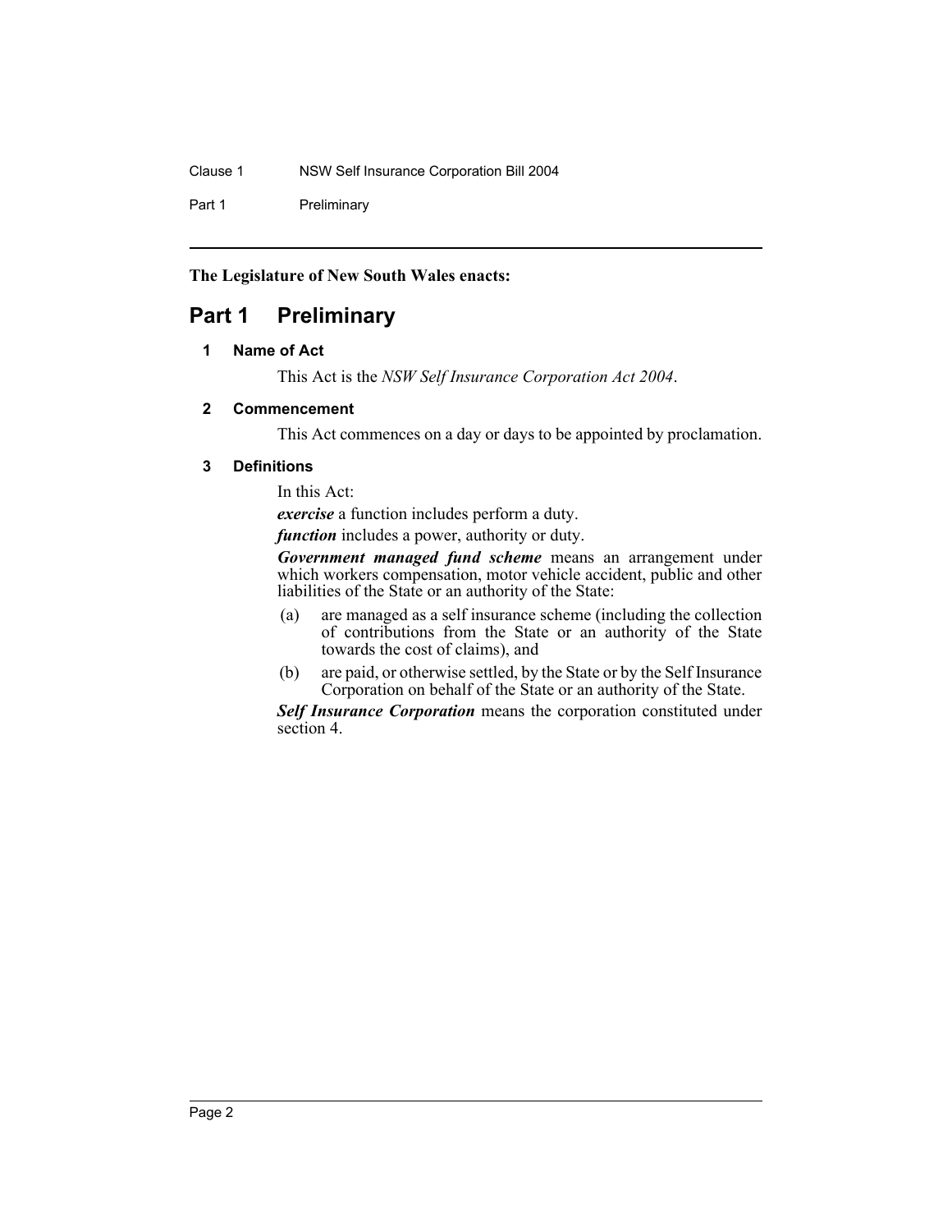**The Legislature of New South Wales enacts:**

# Part 1 Preliminary

## 1 Name of Act

This Act is the *NSW Self Insurance Corporation Act 2004*.

## 2 Commencement

This Act commences on a day or days to be appointed by proclamation.

## 3 Definitions

In this Act:

***exercise*** a function includes perform a duty.

***function*** includes a power, authority or duty.

***Government managed fund scheme*** means an arrangement under which workers compensation, motor vehicle accident, public and other liabilities of the State or an authority of the State:

(a) are managed as a self insurance scheme (including the collection of contributions from the State or an authority of the State towards the cost of claims), and

(b) are paid, or otherwise settled, by the State or by the Self Insurance Corporation on behalf of the State or an authority of the State.

***Self Insurance Corporation*** means the corporation constituted under section 4.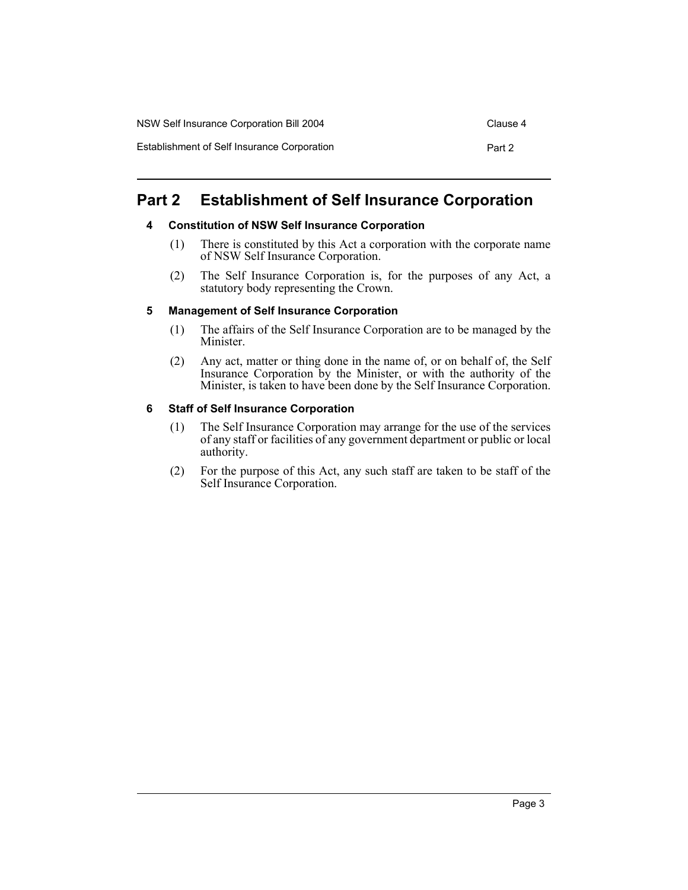# Part 2 Establishment of Self Insurance Corporation

### 4 Constitution of NSW Self Insurance Corporation

(1) There is constituted by this Act a corporation with the corporate name of NSW Self Insurance Corporation.

(2) The Self Insurance Corporation is, for the purposes of any Act, a statutory body representing the Crown.

### 5 Management of Self Insurance Corporation

(1) The affairs of the Self Insurance Corporation are to be managed by the Minister.

(2) Any act, matter or thing done in the name of, or on behalf of, the Self Insurance Corporation by the Minister, or with the authority of the Minister, is taken to have been done by the Self Insurance Corporation.

### 6 Staff of Self Insurance Corporation

(1) The Self Insurance Corporation may arrange for the use of the services of any staff or facilities of any government department or public or local authority.

(2) For the purpose of this Act, any such staff are taken to be staff of the Self Insurance Corporation.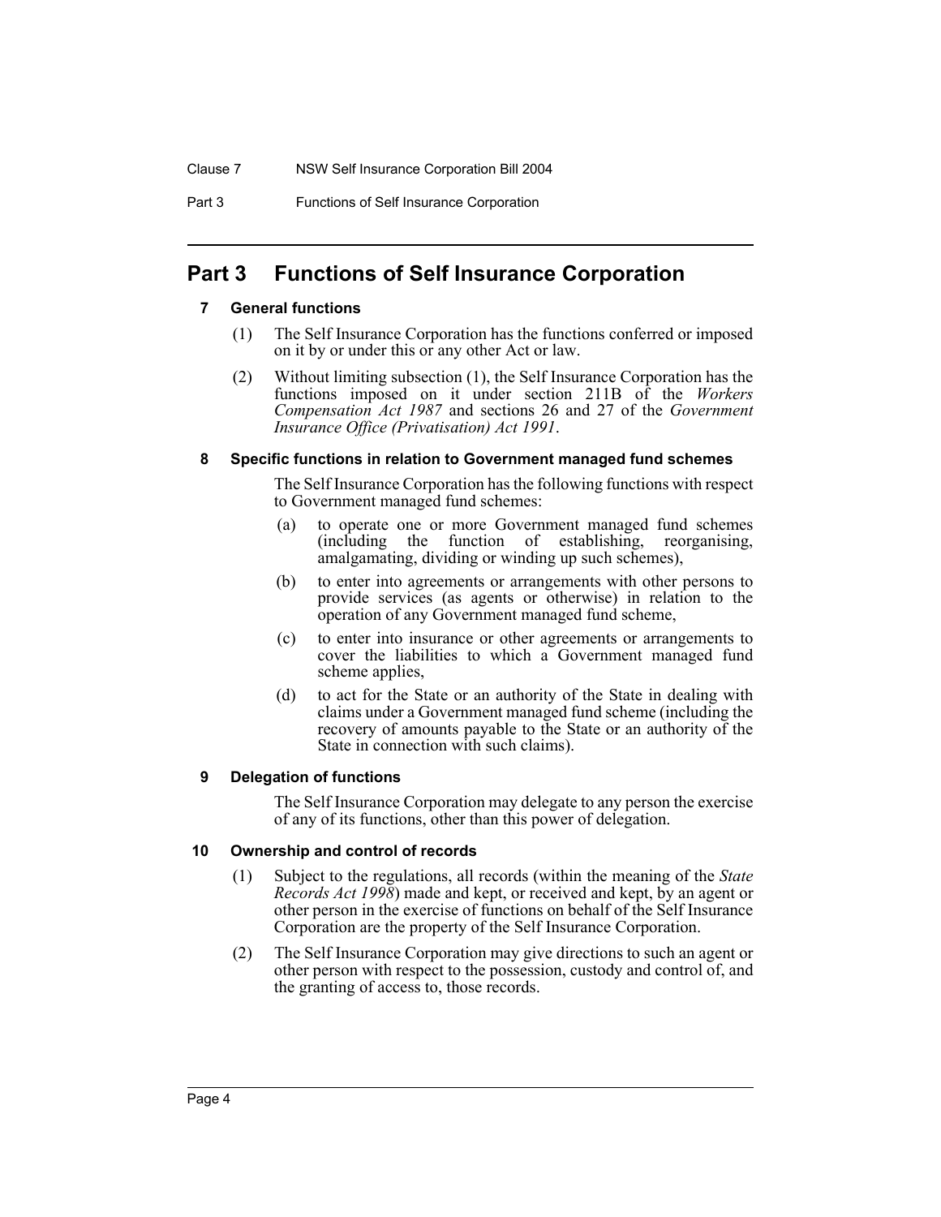# Part 3 Functions of Self Insurance Corporation

## 7 General functions

(1) The Self Insurance Corporation has the functions conferred or imposed on it by or under this or any other Act or law.

(2) Without limiting subsection (1), the Self Insurance Corporation has the functions imposed on it under section 211B of the *Workers Compensation Act 1987* and sections 26 and 27 of the *Government Insurance Office (Privatisation) Act 1991*.

## 8 Specific functions in relation to Government managed fund schemes

The Self Insurance Corporation has the following functions with respect to Government managed fund schemes:

(a) to operate one or more Government managed fund schemes (including the function of establishing, reorganising, amalgamating, dividing or winding up such schemes),

(b) to enter into agreements or arrangements with other persons to provide services (as agents or otherwise) in relation to the operation of any Government managed fund scheme,

(c) to enter into insurance or other agreements or arrangements to cover the liabilities to which a Government managed fund scheme applies,

(d) to act for the State or an authority of the State in dealing with claims under a Government managed fund scheme (including the recovery of amounts payable to the State or an authority of the State in connection with such claims).

## 9 Delegation of functions

The Self Insurance Corporation may delegate to any person the exercise of any of its functions, other than this power of delegation.

## 10 Ownership and control of records

(1) Subject to the regulations, all records (within the meaning of the *State Records Act 1998*) made and kept, or received and kept, by an agent or other person in the exercise of functions on behalf of the Self Insurance Corporation are the property of the Self Insurance Corporation.

(2) The Self Insurance Corporation may give directions to such an agent or other person with respect to the possession, custody and control of, and the granting of access to, those records.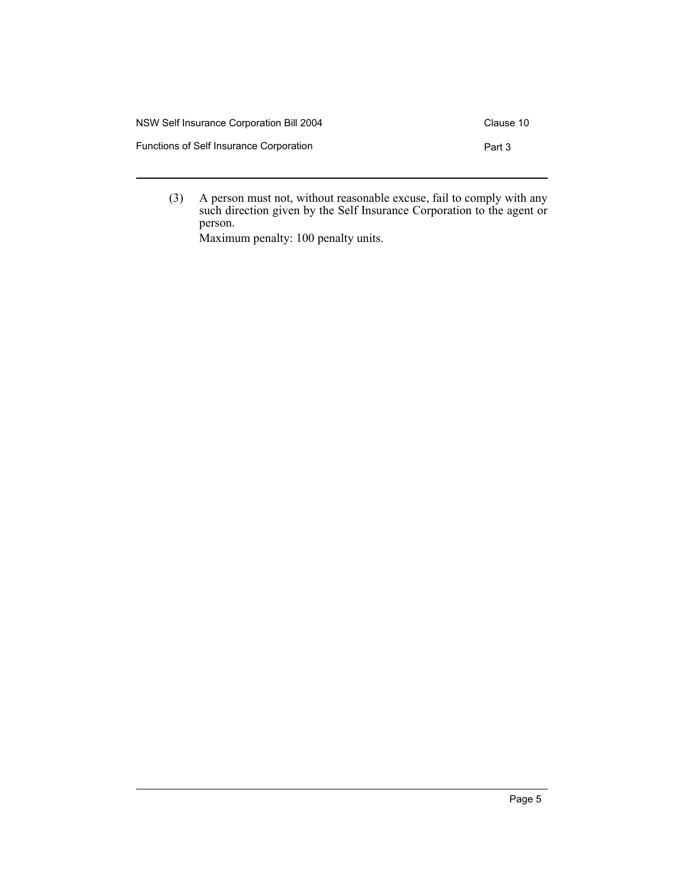(3) A person must not, without reasonable excuse, fail to comply with any such direction given by the Self Insurance Corporation to the agent or person.

Maximum penalty: 100 penalty units.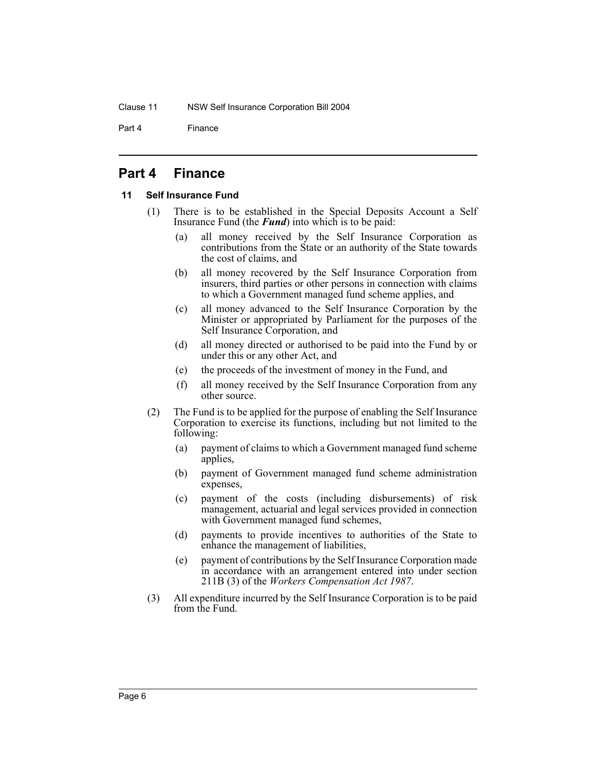# Part 4 Finance

## 11 Self Insurance Fund

(1) There is to be established in the Special Deposits Account a Self Insurance Fund (the ***Fund***) into which is to be paid:

(a) all money received by the Self Insurance Corporation as contributions from the State or an authority of the State towards the cost of claims, and

(b) all money recovered by the Self Insurance Corporation from insurers, third parties or other persons in connection with claims to which a Government managed fund scheme applies, and

(c) all money advanced to the Self Insurance Corporation by the Minister or appropriated by Parliament for the purposes of the Self Insurance Corporation, and

(d) all money directed or authorised to be paid into the Fund by or under this or any other Act, and

(e) the proceeds of the investment of money in the Fund, and

(f) all money received by the Self Insurance Corporation from any other source.

(2) The Fund is to be applied for the purpose of enabling the Self Insurance Corporation to exercise its functions, including but not limited to the following:

(a) payment of claims to which a Government managed fund scheme applies,

(b) payment of Government managed fund scheme administration expenses,

(c) payment of the costs (including disbursements) of risk management, actuarial and legal services provided in connection with Government managed fund schemes,

(d) payments to provide incentives to authorities of the State to enhance the management of liabilities,

(e) payment of contributions by the Self Insurance Corporation made in accordance with an arrangement entered into under section 211B (3) of the *Workers Compensation Act 1987*.

(3) All expenditure incurred by the Self Insurance Corporation is to be paid from the Fund.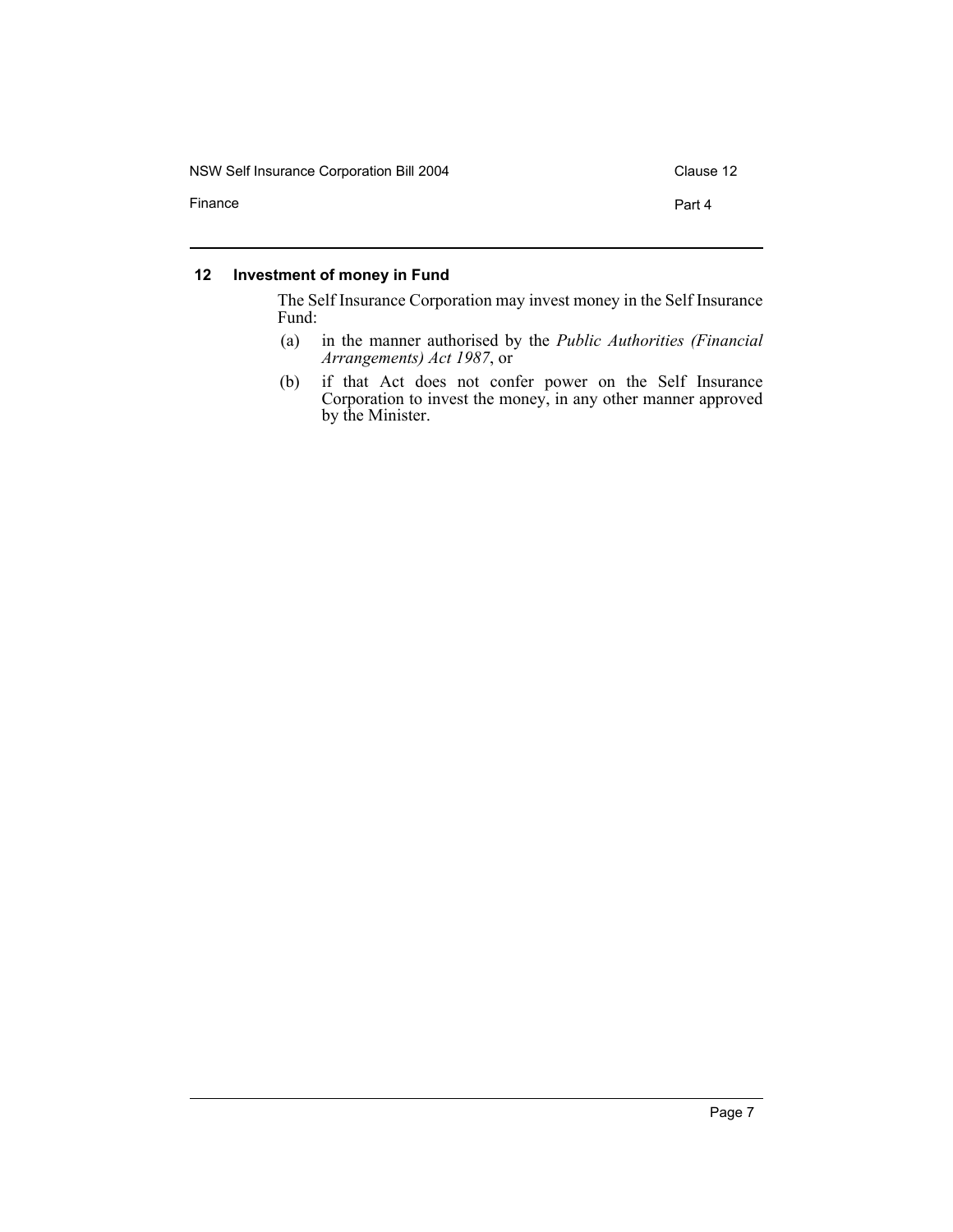### 12 Investment of money in Fund

The Self Insurance Corporation may invest money in the Self Insurance Fund:

(a) in the manner authorised by the *Public Authorities (Financial Arrangements) Act 1987*, or

(b) if that Act does not confer power on the Self Insurance Corporation to invest the money, in any other manner approved by the Minister.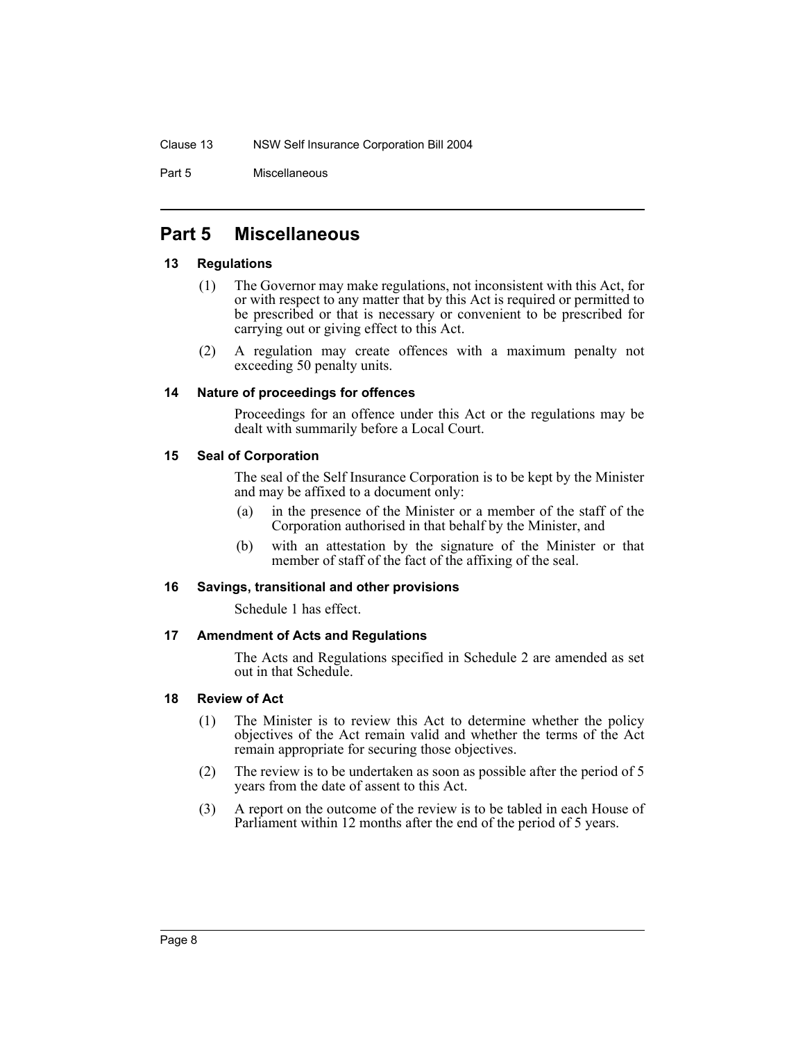# Part 5 Miscellaneous

### 13 Regulations

(1) The Governor may make regulations, not inconsistent with this Act, for or with respect to any matter that by this Act is required or permitted to be prescribed or that is necessary or convenient to be prescribed for carrying out or giving effect to this Act.

(2) A regulation may create offences with a maximum penalty not exceeding 50 penalty units.

### 14 Nature of proceedings for offences

Proceedings for an offence under this Act or the regulations may be dealt with summarily before a Local Court.

### 15 Seal of Corporation

The seal of the Self Insurance Corporation is to be kept by the Minister and may be affixed to a document only:

(a) in the presence of the Minister or a member of the staff of the Corporation authorised in that behalf by the Minister, and

(b) with an attestation by the signature of the Minister or that member of staff of the fact of the affixing of the seal.

### 16 Savings, transitional and other provisions

Schedule 1 has effect.

### 17 Amendment of Acts and Regulations

The Acts and Regulations specified in Schedule 2 are amended as set out in that Schedule.

### 18 Review of Act

(1) The Minister is to review this Act to determine whether the policy objectives of the Act remain valid and whether the terms of the Act remain appropriate for securing those objectives.

(2) The review is to be undertaken as soon as possible after the period of 5 years from the date of assent to this Act.

(3) A report on the outcome of the review is to be tabled in each House of Parliament within 12 months after the end of the period of 5 years.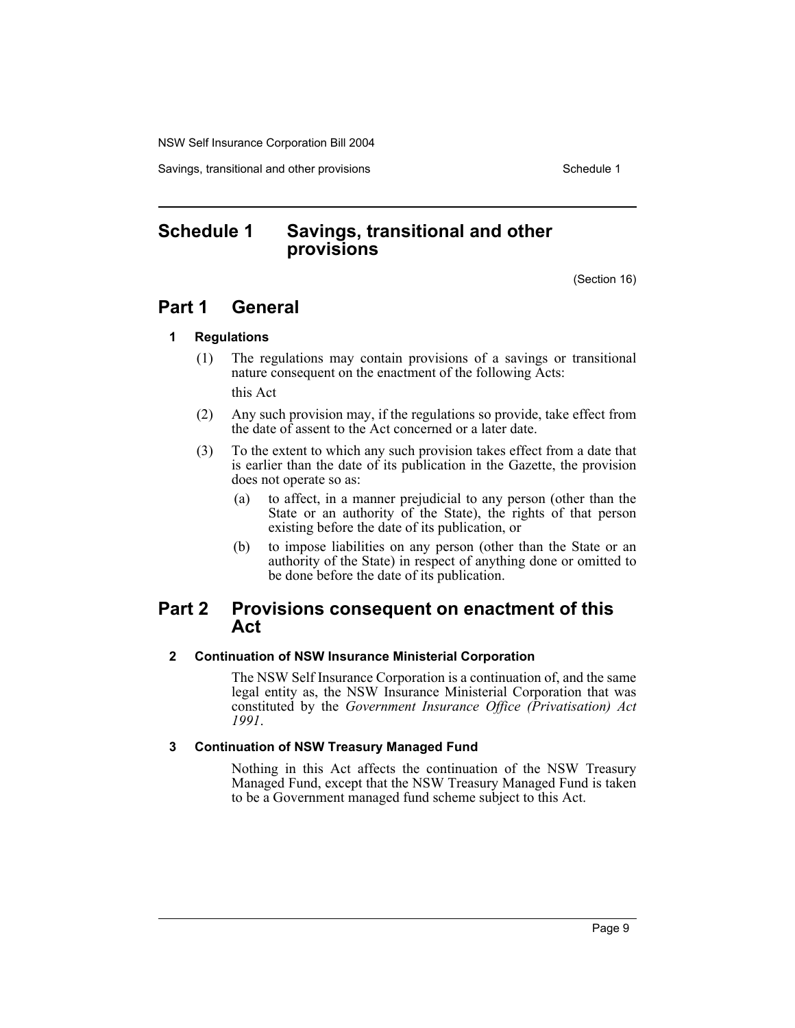# Schedule 1 Savings, transitional and other provisions

(Section 16)

## Part 1 General

### 1 Regulations

(1) The regulations may contain provisions of a savings or transitional nature consequent on the enactment of the following Acts:

this Act

(2) Any such provision may, if the regulations so provide, take effect from the date of assent to the Act concerned or a later date.

(3) To the extent to which any such provision takes effect from a date that is earlier than the date of its publication in the Gazette, the provision does not operate so as:

(a) to affect, in a manner prejudicial to any person (other than the State or an authority of the State), the rights of that person existing before the date of its publication, or

(b) to impose liabilities on any person (other than the State or an authority of the State) in respect of anything done or omitted to be done before the date of its publication.

## Part 2 Provisions consequent on enactment of this Act

### 2 Continuation of NSW Insurance Ministerial Corporation

The NSW Self Insurance Corporation is a continuation of, and the same legal entity as, the NSW Insurance Ministerial Corporation that was constituted by the *Government Insurance Office (Privatisation) Act 1991*.

### 3 Continuation of NSW Treasury Managed Fund

Nothing in this Act affects the continuation of the NSW Treasury Managed Fund, except that the NSW Treasury Managed Fund is taken to be a Government managed fund scheme subject to this Act.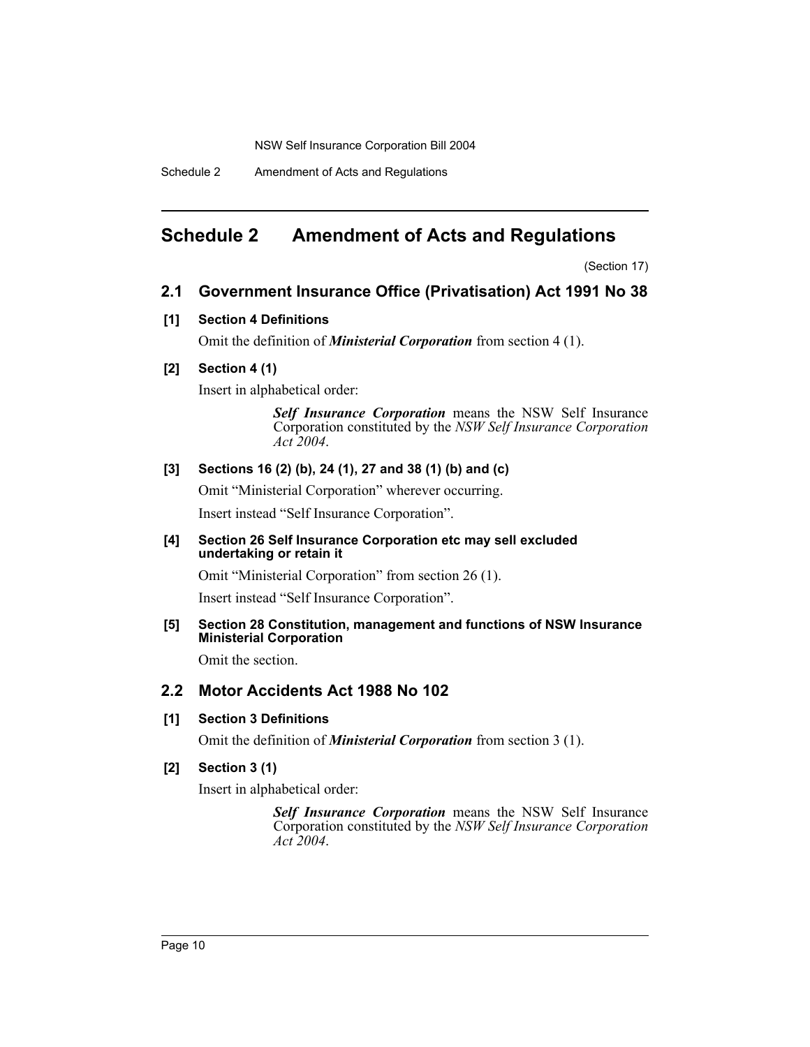# Schedule 2 Amendment of Acts and Regulations

(Section 17)

## 2.1 Government Insurance Office (Privatisation) Act 1991 No 38

### [1] Section 4 Definitions

Omit the definition of ***Ministerial Corporation*** from section 4 (1).

### [2] Section 4 (1)

Insert in alphabetical order:

> ***Self Insurance Corporation*** means the NSW Self Insurance Corporation constituted by the *NSW Self Insurance Corporation Act 2004*.

### [3] Sections 16 (2) (b), 24 (1), 27 and 38 (1) (b) and (c)

Omit "Ministerial Corporation" wherever occurring.

Insert instead "Self Insurance Corporation".

### [4] Section 26 Self Insurance Corporation etc may sell excluded undertaking or retain it

Omit "Ministerial Corporation" from section 26 (1).

Insert instead "Self Insurance Corporation".

### [5] Section 28 Constitution, management and functions of NSW Insurance Ministerial Corporation

Omit the section.

## 2.2 Motor Accidents Act 1988 No 102

### [1] Section 3 Definitions

Omit the definition of ***Ministerial Corporation*** from section 3 (1).

### [2] Section 3 (1)

Insert in alphabetical order:

> ***Self Insurance Corporation*** means the NSW Self Insurance Corporation constituted by the *NSW Self Insurance Corporation Act 2004*.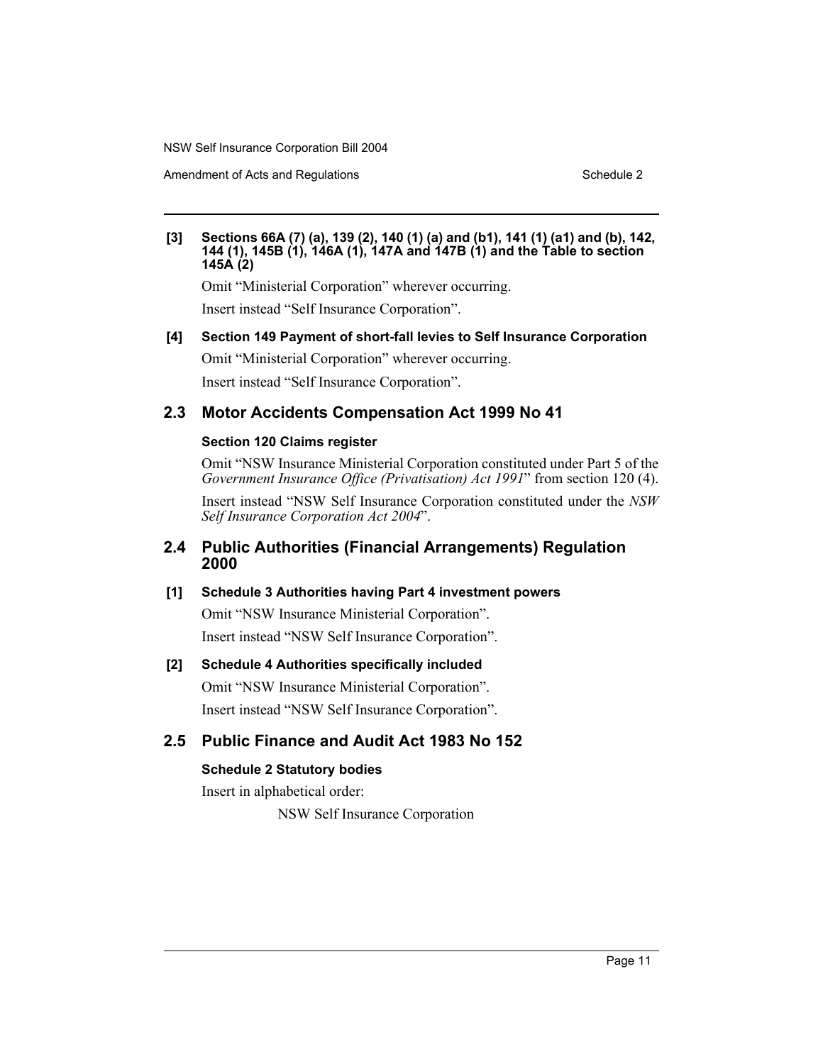**[3] Sections 66A (7) (a), 139 (2), 140 (1) (a) and (b1), 141 (1) (a1) and (b), 142, 144 (1), 145B (1), 146A (1), 147A and 147B (1) and the Table to section 145A (2)**

Omit "Ministerial Corporation" wherever occurring.

Insert instead "Self Insurance Corporation".

**[4] Section 149 Payment of short-fall levies to Self Insurance Corporation**

Omit "Ministerial Corporation" wherever occurring.

Insert instead "Self Insurance Corporation".

## 2.3 Motor Accidents Compensation Act 1999 No 41

**Section 120 Claims register**

Omit "NSW Insurance Ministerial Corporation constituted under Part 5 of the *Government Insurance Office (Privatisation) Act 1991*" from section 120 (4).

Insert instead "NSW Self Insurance Corporation constituted under the *NSW Self Insurance Corporation Act 2004*".

## 2.4 Public Authorities (Financial Arrangements) Regulation 2000

**[1] Schedule 3 Authorities having Part 4 investment powers**

Omit "NSW Insurance Ministerial Corporation".

Insert instead "NSW Self Insurance Corporation".

**[2] Schedule 4 Authorities specifically included**

Omit "NSW Insurance Ministerial Corporation".

Insert instead "NSW Self Insurance Corporation".

## 2.5 Public Finance and Audit Act 1983 No 152

**Schedule 2 Statutory bodies**

Insert in alphabetical order:

NSW Self Insurance Corporation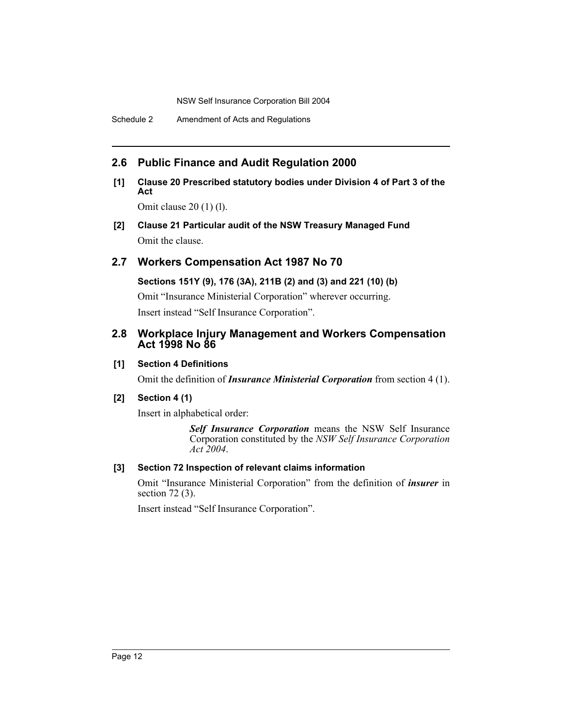## 2.6 Public Finance and Audit Regulation 2000

**[1] Clause 20 Prescribed statutory bodies under Division 4 of Part 3 of the Act**

Omit clause 20 (1) (l).

**[2] Clause 21 Particular audit of the NSW Treasury Managed Fund**

Omit the clause.

## 2.7 Workers Compensation Act 1987 No 70

**Sections 151Y (9), 176 (3A), 211B (2) and (3) and 221 (10) (b)**

Omit "Insurance Ministerial Corporation" wherever occurring.

Insert instead "Self Insurance Corporation".

## 2.8 Workplace Injury Management and Workers Compensation Act 1998 No 86

**[1] Section 4 Definitions**

Omit the definition of ***Insurance Ministerial Corporation*** from section 4 (1).

**[2] Section 4 (1)**

Insert in alphabetical order:

> ***Self Insurance Corporation*** means the NSW Self Insurance Corporation constituted by the *NSW Self Insurance Corporation Act 2004*.

**[3] Section 72 Inspection of relevant claims information**

Omit "Insurance Ministerial Corporation" from the definition of ***insurer*** in section 72 (3).

Insert instead "Self Insurance Corporation".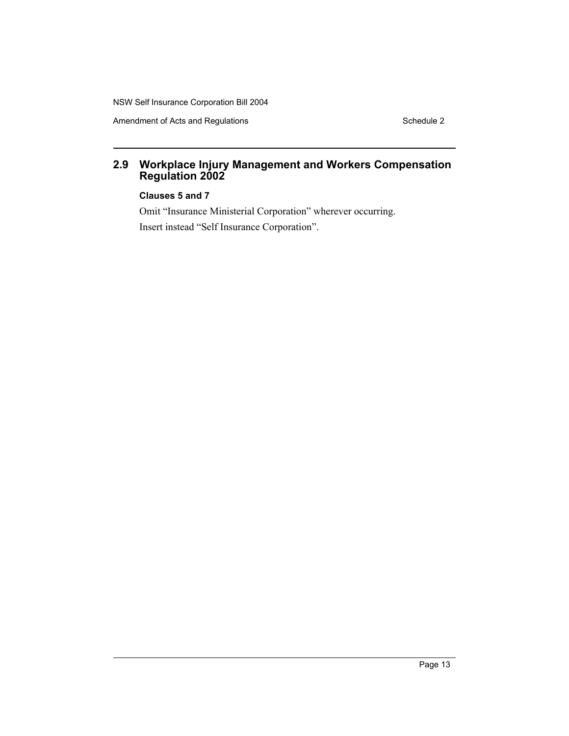## 2.9 Workplace Injury Management and Workers Compensation Regulation 2002

**Clauses 5 and 7**

Omit "Insurance Ministerial Corporation" wherever occurring.

Insert instead "Self Insurance Corporation".